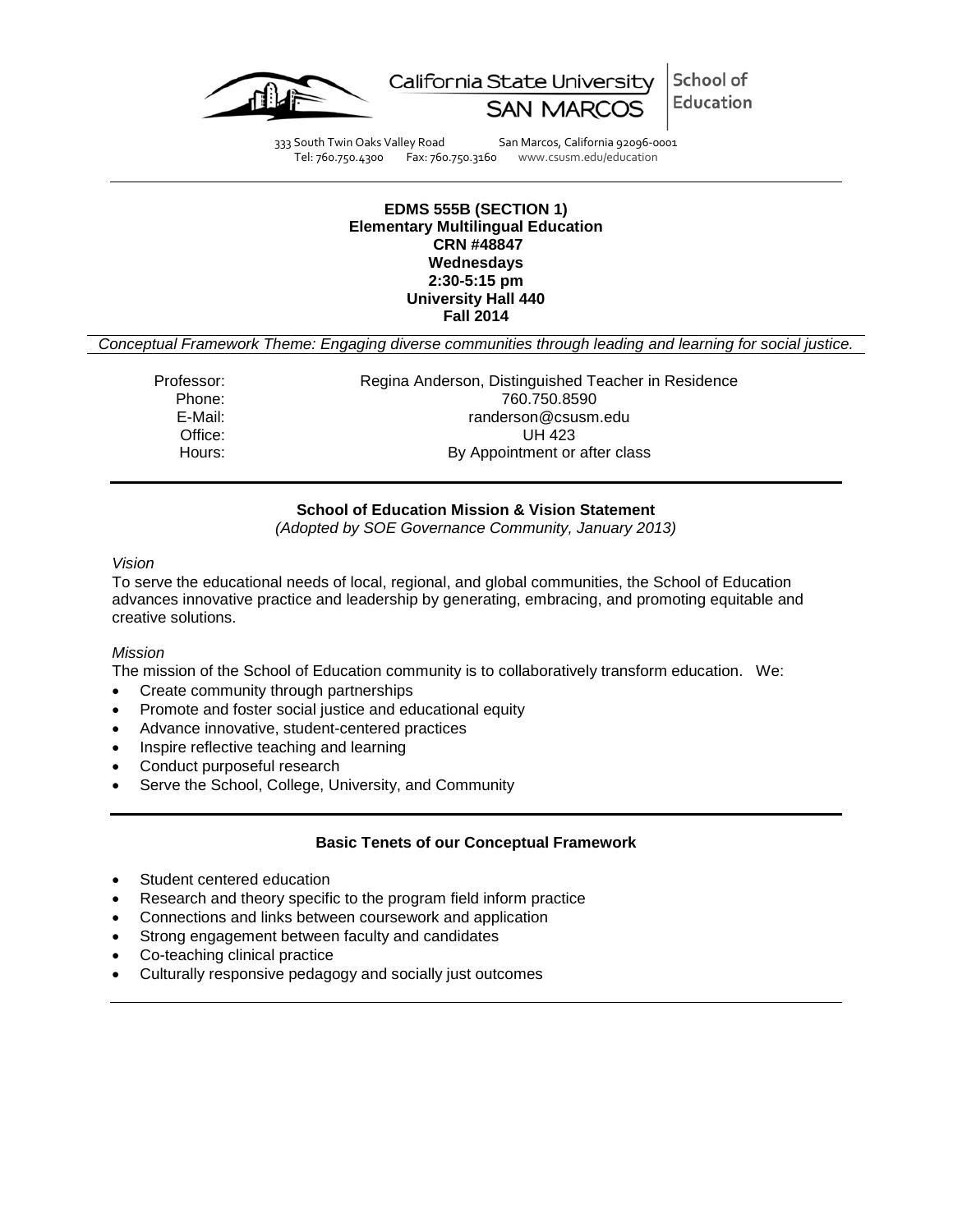California State University SAN MARCOS | School of Education

333 South Twin Oaks Valley Road San Marcos, California 92096-0001
Tel: 760.750.4300 Fax: 760.750.3160 www.csusm.edu/education

**EDMS 555B (SECTION 1)**
**Elementary Multilingual Education**
**CRN #48847**
**Wednesdays**
**2:30-5:15 pm**
**University Hall 440**
**Fall 2014**

*Conceptual Framework Theme: Engaging diverse communities through leading and learning for social justice.*

| | |
|---|---|
| Professor: | Regina Anderson, Distinguished Teacher in Residence |
| Phone: | 760.750.8590 |
| E-Mail: | randerson@csusm.edu |
| Office: | UH 423 |
| Hours: | By Appointment or after class |

## School of Education Mission & Vision Statement

*(Adopted by SOE Governance Community, January 2013)*

*Vision*

To serve the educational needs of local, regional, and global communities, the School of Education advances innovative practice and leadership by generating, embracing, and promoting equitable and creative solutions.

*Mission*

The mission of the School of Education community is to collaboratively transform education. We:

- Create community through partnerships
- Promote and foster social justice and educational equity
- Advance innovative, student-centered practices
- Inspire reflective teaching and learning
- Conduct purposeful research
- Serve the School, College, University, and Community

## Basic Tenets of our Conceptual Framework

- Student centered education
- Research and theory specific to the program field inform practice
- Connections and links between coursework and application
- Strong engagement between faculty and candidates
- Co-teaching clinical practice
- Culturally responsive pedagogy and socially just outcomes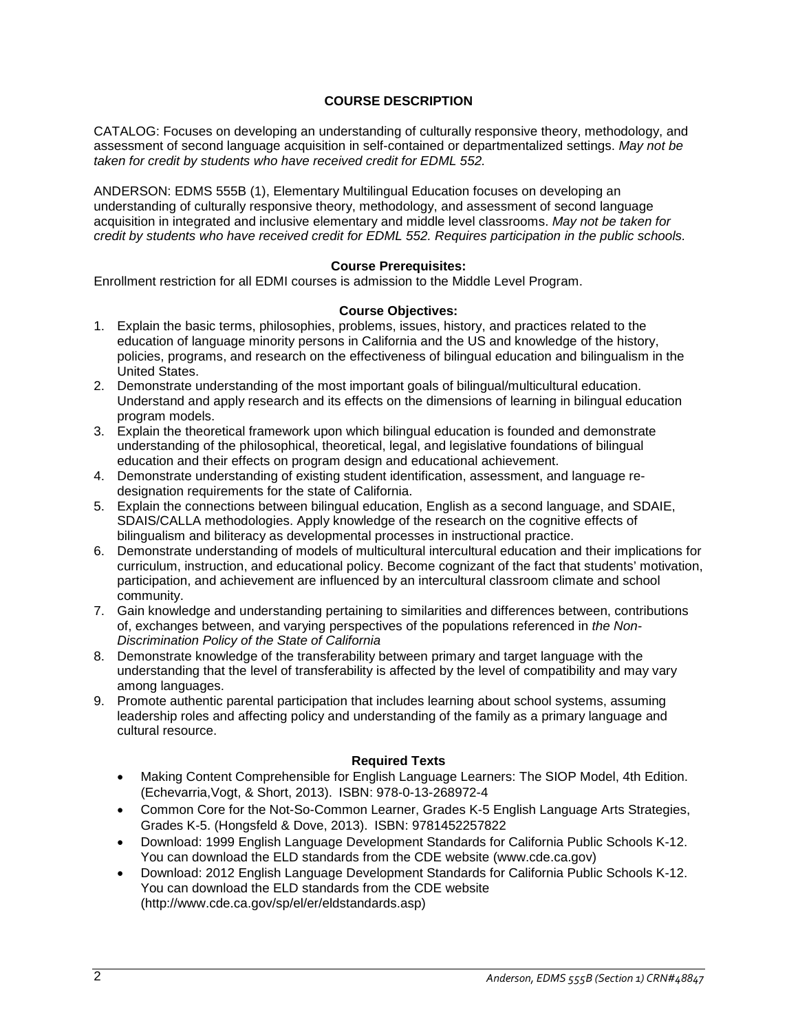## COURSE DESCRIPTION

CATALOG: Focuses on developing an understanding of culturally responsive theory, methodology, and assessment of second language acquisition in self-contained or departmentalized settings. *May not be taken for credit by students who have received credit for EDML 552.*

ANDERSON: EDMS 555B (1), Elementary Multilingual Education focuses on developing an understanding of culturally responsive theory, methodology, and assessment of second language acquisition in integrated and inclusive elementary and middle level classrooms. *May not be taken for credit by students who have received credit for EDML 552. Requires participation in the public schools.*

### Course Prerequisites:

Enrollment restriction for all EDMI courses is admission to the Middle Level Program.

### Course Objectives:

1. Explain the basic terms, philosophies, problems, issues, history, and practices related to the education of language minority persons in California and the US and knowledge of the history, policies, programs, and research on the effectiveness of bilingual education and bilingualism in the United States.
2. Demonstrate understanding of the most important goals of bilingual/multicultural education. Understand and apply research and its effects on the dimensions of learning in bilingual education program models.
3. Explain the theoretical framework upon which bilingual education is founded and demonstrate understanding of the philosophical, theoretical, legal, and legislative foundations of bilingual education and their effects on program design and educational achievement.
4. Demonstrate understanding of existing student identification, assessment, and language re-designation requirements for the state of California.
5. Explain the connections between bilingual education, English as a second language, and SDAIE, SDAIS/CALLA methodologies. Apply knowledge of the research on the cognitive effects of bilingualism and biliteracy as developmental processes in instructional practice.
6. Demonstrate understanding of models of multicultural intercultural education and their implications for curriculum, instruction, and educational policy. Become cognizant of the fact that students' motivation, participation, and achievement are influenced by an intercultural classroom climate and school community.
7. Gain knowledge and understanding pertaining to similarities and differences between, contributions of, exchanges between, and varying perspectives of the populations referenced in *the Non-Discrimination Policy of the State of California*
8. Demonstrate knowledge of the transferability between primary and target language with the understanding that the level of transferability is affected by the level of compatibility and may vary among languages.
9. Promote authentic parental participation that includes learning about school systems, assuming leadership roles and affecting policy and understanding of the family as a primary language and cultural resource.

### Required Texts

- Making Content Comprehensible for English Language Learners: The SIOP Model, 4th Edition. (Echevarria,Vogt, & Short, 2013). ISBN: 978-0-13-268972-4
- Common Core for the Not-So-Common Learner, Grades K-5 English Language Arts Strategies, Grades K-5. (Hongsfeld & Dove, 2013). ISBN: 9781452257822
- Download: 1999 English Language Development Standards for California Public Schools K-12. You can download the ELD standards from the CDE website (www.cde.ca.gov)
- Download: 2012 English Language Development Standards for California Public Schools K-12. You can download the ELD standards from the CDE website (http://www.cde.ca.gov/sp/el/er/eldstandards.asp)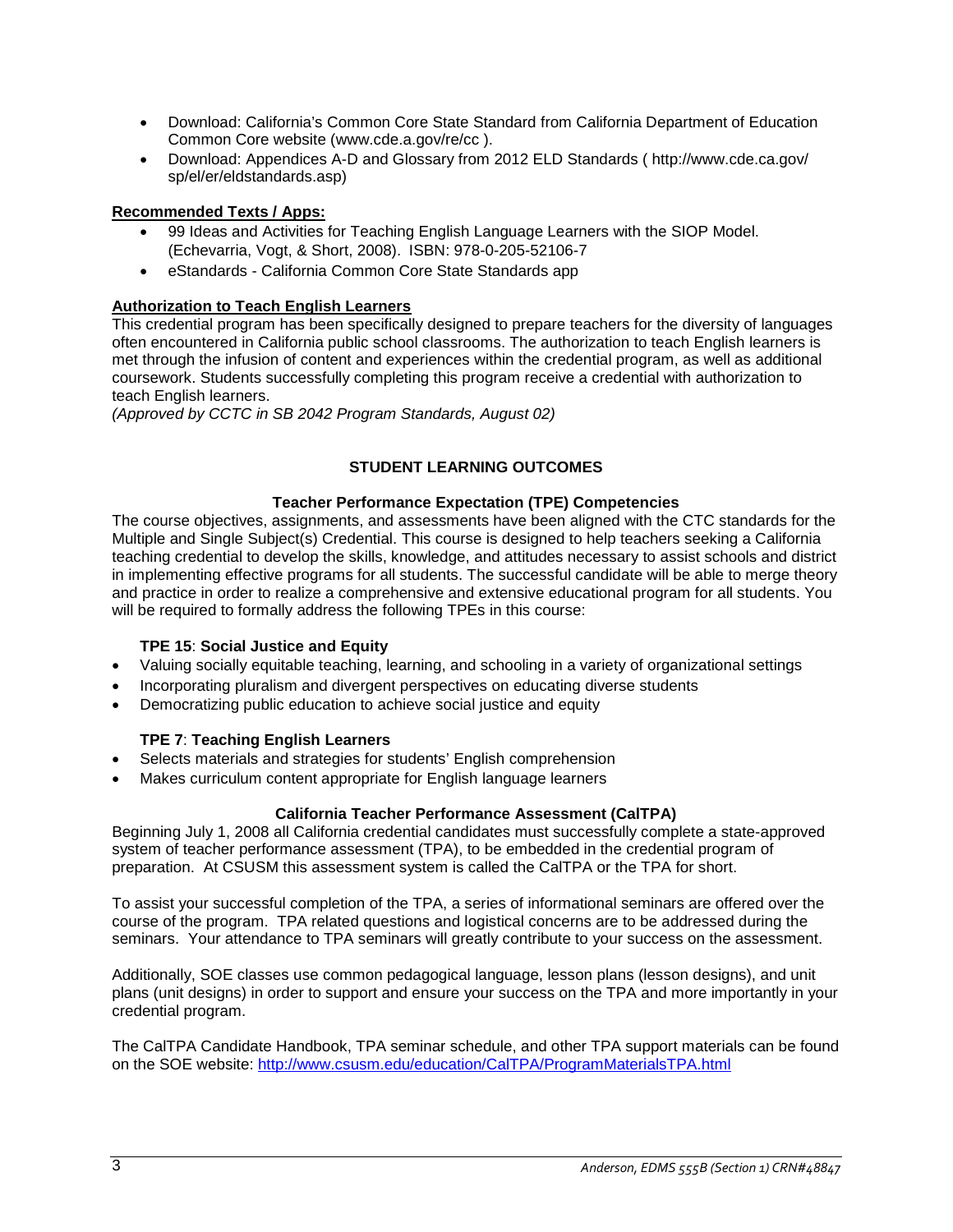- Download: California's Common Core State Standard from California Department of Education Common Core website (www.cde.a.gov/re/cc ).
- Download: Appendices A-D and Glossary from 2012 ELD Standards ( http://www.cde.ca.gov/ sp/el/er/eldstandards.asp)

**Recommended Texts / Apps:**

- 99 Ideas and Activities for Teaching English Language Learners with the SIOP Model. (Echevarria, Vogt, & Short, 2008). ISBN: 978-0-205-52106-7
- eStandards - California Common Core State Standards app

**Authorization to Teach English Learners**

This credential program has been specifically designed to prepare teachers for the diversity of languages often encountered in California public school classrooms. The authorization to teach English learners is met through the infusion of content and experiences within the credential program, as well as additional coursework. Students successfully completing this program receive a credential with authorization to teach English learners.
*(Approved by CCTC in SB 2042 Program Standards, August 02)*

## STUDENT LEARNING OUTCOMES

### Teacher Performance Expectation (TPE) Competencies

The course objectives, assignments, and assessments have been aligned with the CTC standards for the Multiple and Single Subject(s) Credential. This course is designed to help teachers seeking a California teaching credential to develop the skills, knowledge, and attitudes necessary to assist schools and district in implementing effective programs for all students. The successful candidate will be able to merge theory and practice in order to realize a comprehensive and extensive educational program for all students. You will be required to formally address the following TPEs in this course:

**TPE 15**: **Social Justice and Equity**

- Valuing socially equitable teaching, learning, and schooling in a variety of organizational settings
- Incorporating pluralism and divergent perspectives on educating diverse students
- Democratizing public education to achieve social justice and equity

**TPE 7**: **Teaching English Learners**

- Selects materials and strategies for students' English comprehension
- Makes curriculum content appropriate for English language learners

### California Teacher Performance Assessment (CalTPA)

Beginning July 1, 2008 all California credential candidates must successfully complete a state-approved system of teacher performance assessment (TPA), to be embedded in the credential program of preparation. At CSUSM this assessment system is called the CalTPA or the TPA for short.

To assist your successful completion of the TPA, a series of informational seminars are offered over the course of the program. TPA related questions and logistical concerns are to be addressed during the seminars. Your attendance to TPA seminars will greatly contribute to your success on the assessment.

Additionally, SOE classes use common pedagogical language, lesson plans (lesson designs), and unit plans (unit designs) in order to support and ensure your success on the TPA and more importantly in your credential program.

The CalTPA Candidate Handbook, TPA seminar schedule, and other TPA support materials can be found on the SOE website: http://www.csusm.edu/education/CalTPA/ProgramMaterialsTPA.html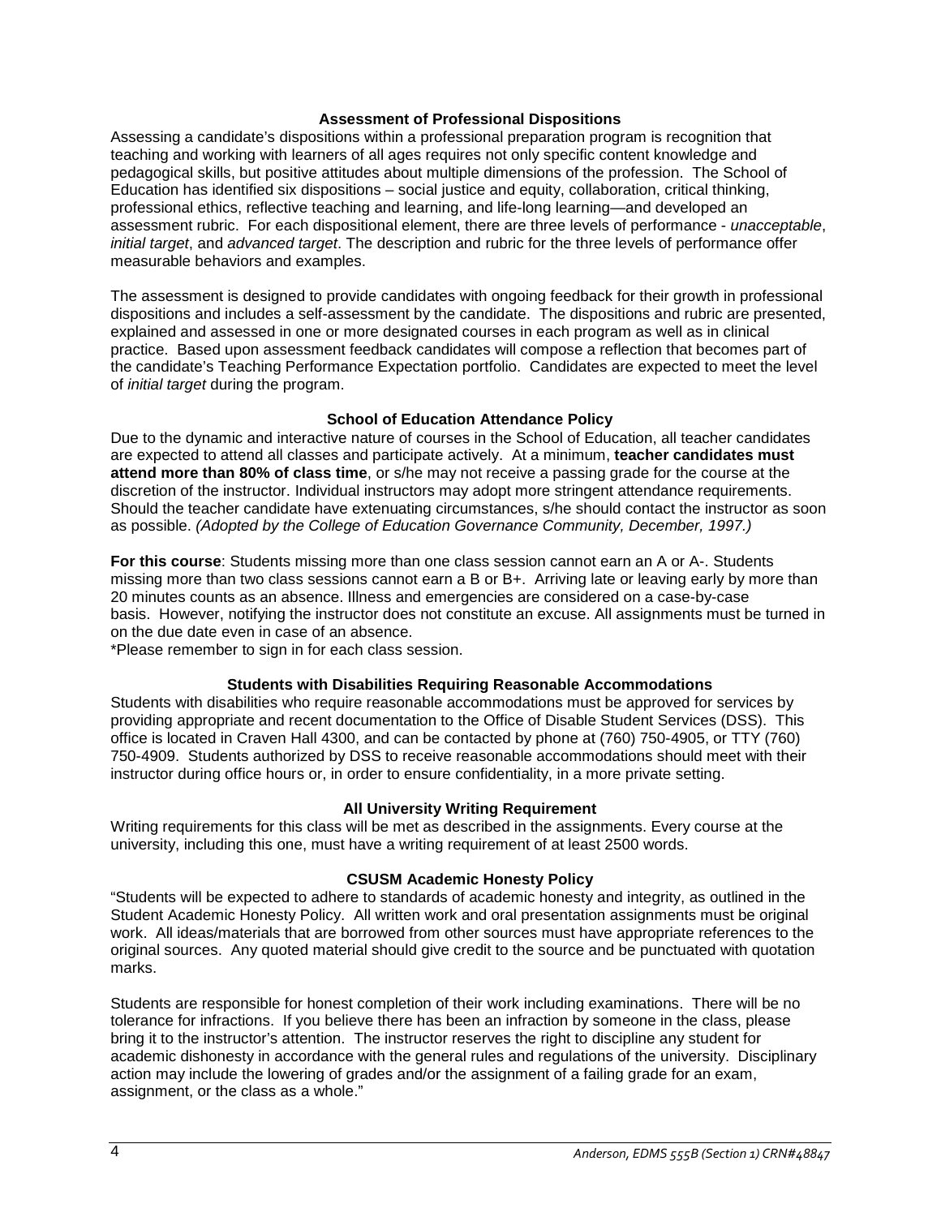### Assessment of Professional Dispositions

Assessing a candidate's dispositions within a professional preparation program is recognition that teaching and working with learners of all ages requires not only specific content knowledge and pedagogical skills, but positive attitudes about multiple dimensions of the profession. The School of Education has identified six dispositions – social justice and equity, collaboration, critical thinking, professional ethics, reflective teaching and learning, and life-long learning—and developed an assessment rubric. For each dispositional element, there are three levels of performance - *unacceptable*, *initial target*, and *advanced target*. The description and rubric for the three levels of performance offer measurable behaviors and examples.

The assessment is designed to provide candidates with ongoing feedback for their growth in professional dispositions and includes a self-assessment by the candidate. The dispositions and rubric are presented, explained and assessed in one or more designated courses in each program as well as in clinical practice. Based upon assessment feedback candidates will compose a reflection that becomes part of the candidate's Teaching Performance Expectation portfolio. Candidates are expected to meet the level of *initial target* during the program.

### School of Education Attendance Policy

Due to the dynamic and interactive nature of courses in the School of Education, all teacher candidates are expected to attend all classes and participate actively. At a minimum, **teacher candidates must attend more than 80% of class time**, or s/he may not receive a passing grade for the course at the discretion of the instructor. Individual instructors may adopt more stringent attendance requirements. Should the teacher candidate have extenuating circumstances, s/he should contact the instructor as soon as possible. *(Adopted by the College of Education Governance Community, December, 1997.)*

**For this course**: Students missing more than one class session cannot earn an A or A-. Students missing more than two class sessions cannot earn a B or B+. Arriving late or leaving early by more than 20 minutes counts as an absence. Illness and emergencies are considered on a case-by-case basis. However, notifying the instructor does not constitute an excuse. All assignments must be turned in on the due date even in case of an absence.
*Please remember to sign in for each class session.

### Students with Disabilities Requiring Reasonable Accommodations

Students with disabilities who require reasonable accommodations must be approved for services by providing appropriate and recent documentation to the Office of Disable Student Services (DSS). This office is located in Craven Hall 4300, and can be contacted by phone at (760) 750-4905, or TTY (760) 750-4909. Students authorized by DSS to receive reasonable accommodations should meet with their instructor during office hours or, in order to ensure confidentiality, in a more private setting.

### All University Writing Requirement

Writing requirements for this class will be met as described in the assignments. Every course at the university, including this one, must have a writing requirement of at least 2500 words.

### CSUSM Academic Honesty Policy

"Students will be expected to adhere to standards of academic honesty and integrity, as outlined in the Student Academic Honesty Policy. All written work and oral presentation assignments must be original work. All ideas/materials that are borrowed from other sources must have appropriate references to the original sources. Any quoted material should give credit to the source and be punctuated with quotation marks.

Students are responsible for honest completion of their work including examinations. There will be no tolerance for infractions. If you believe there has been an infraction by someone in the class, please bring it to the instructor's attention. The instructor reserves the right to discipline any student for academic dishonesty in accordance with the general rules and regulations of the university. Disciplinary action may include the lowering of grades and/or the assignment of a failing grade for an exam, assignment, or the class as a whole."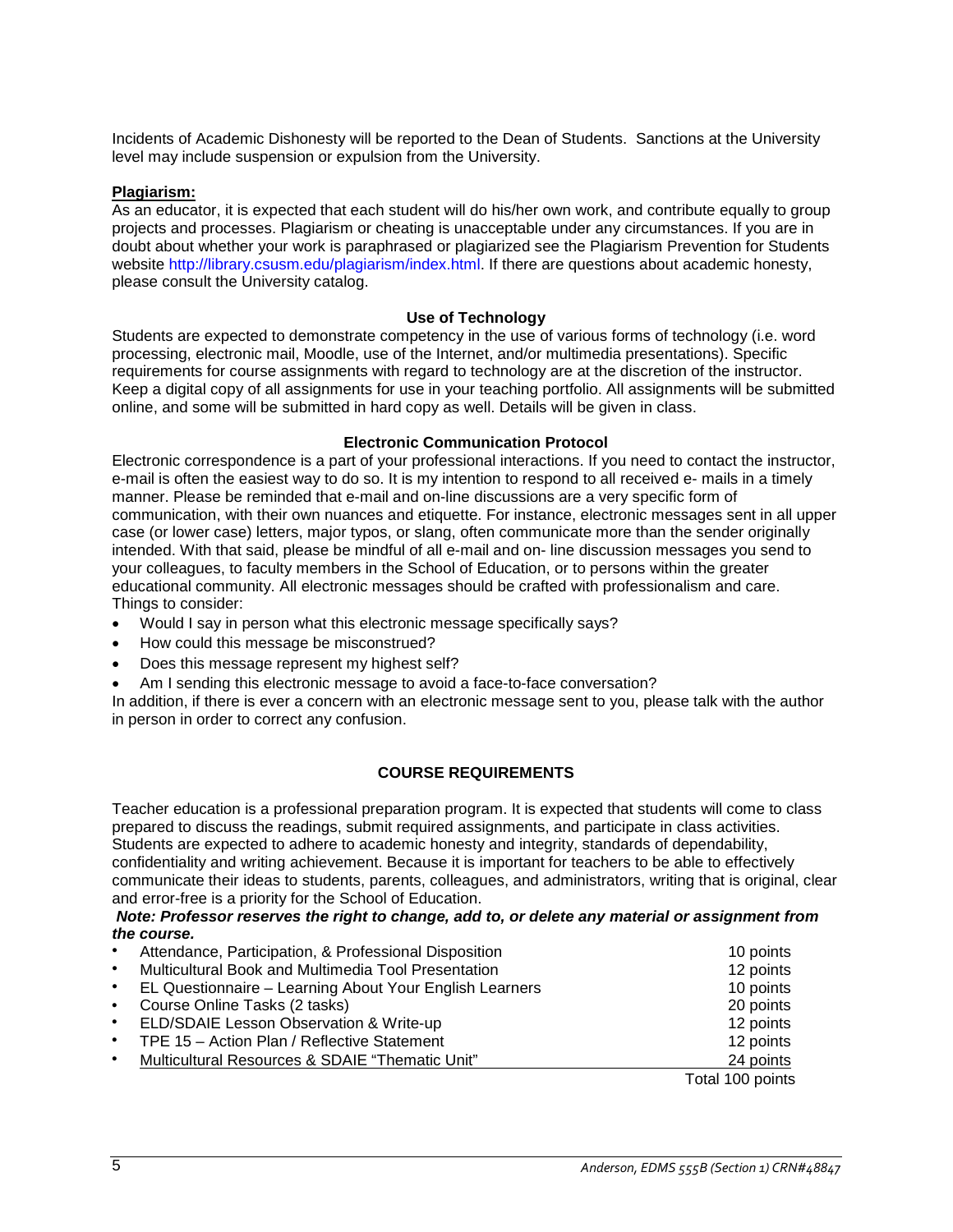Incidents of Academic Dishonesty will be reported to the Dean of Students. Sanctions at the University level may include suspension or expulsion from the University.

**Plagiarism:**

As an educator, it is expected that each student will do his/her own work, and contribute equally to group projects and processes. Plagiarism or cheating is unacceptable under any circumstances. If you are in doubt about whether your work is paraphrased or plagiarized see the Plagiarism Prevention for Students website http://library.csusm.edu/plagiarism/index.html. If there are questions about academic honesty, please consult the University catalog.

### Use of Technology

Students are expected to demonstrate competency in the use of various forms of technology (i.e. word processing, electronic mail, Moodle, use of the Internet, and/or multimedia presentations). Specific requirements for course assignments with regard to technology are at the discretion of the instructor. Keep a digital copy of all assignments for use in your teaching portfolio. All assignments will be submitted online, and some will be submitted in hard copy as well. Details will be given in class.

### Electronic Communication Protocol

Electronic correspondence is a part of your professional interactions. If you need to contact the instructor, e-mail is often the easiest way to do so. It is my intention to respond to all received e- mails in a timely manner. Please be reminded that e-mail and on-line discussions are a very specific form of communication, with their own nuances and etiquette. For instance, electronic messages sent in all upper case (or lower case) letters, major typos, or slang, often communicate more than the sender originally intended. With that said, please be mindful of all e-mail and on- line discussion messages you send to your colleagues, to faculty members in the School of Education, or to persons within the greater educational community. All electronic messages should be crafted with professionalism and care. Things to consider:

- Would I say in person what this electronic message specifically says?
- How could this message be misconstrued?
- Does this message represent my highest self?
- Am I sending this electronic message to avoid a face-to-face conversation?

In addition, if there is ever a concern with an electronic message sent to you, please talk with the author in person in order to correct any confusion.

## COURSE REQUIREMENTS

Teacher education is a professional preparation program. It is expected that students will come to class prepared to discuss the readings, submit required assignments, and participate in class activities. Students are expected to adhere to academic honesty and integrity, standards of dependability, confidentiality and writing achievement. Because it is important for teachers to be able to effectively communicate their ideas to students, parents, colleagues, and administrators, writing that is original, clear and error-free is a priority for the School of Education.

***Note: Professor reserves the right to change, add to, or delete any material or assignment from the course.***

| Requirement | Points |
|---|---|
| Attendance, Participation, & Professional Disposition | 10 points |
| Multicultural Book and Multimedia Tool Presentation | 12 points |
| EL Questionnaire – Learning About Your English Learners | 10 points |
| Course Online Tasks (2 tasks) | 20 points |
| ELD/SDAIE Lesson Observation & Write-up | 12 points |
| TPE 15 – Action Plan / Reflective Statement | 12 points |
| Multicultural Resources & SDAIE "Thematic Unit" | 24 points |
| | Total 100 points |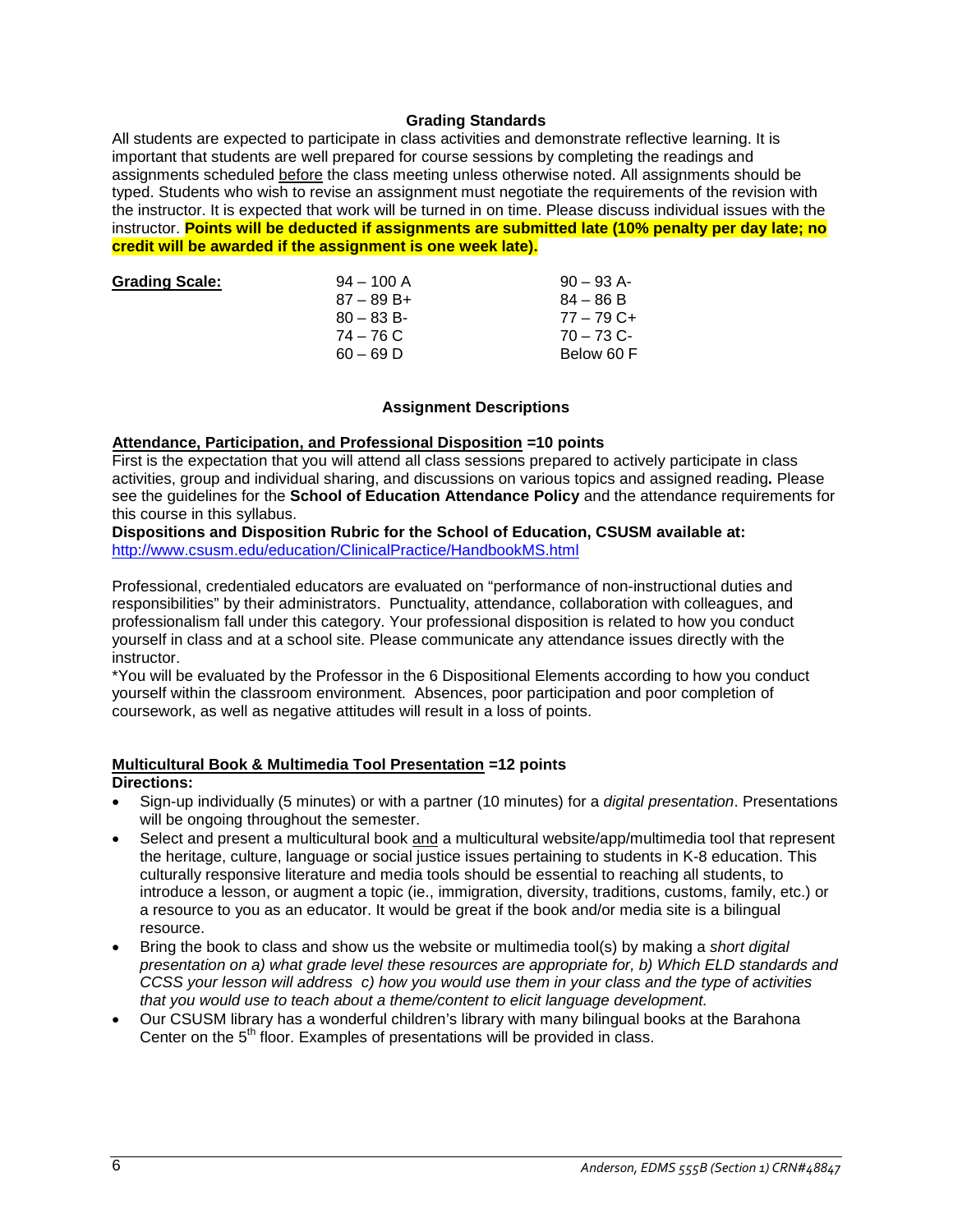### Grading Standards

All students are expected to participate in class activities and demonstrate reflective learning. It is important that students are well prepared for course sessions by completing the readings and assignments scheduled before the class meeting unless otherwise noted. All assignments should be typed. Students who wish to revise an assignment must negotiate the requirements of the revision with the instructor. It is expected that work will be turned in on time. Please discuss individual issues with the instructor. **Points will be deducted if assignments are submitted late (10% penalty per day late; no credit will be awarded if the assignment is one week late).**

**Grading Scale:**

| | |
|---|---|
| 94 – 100 A | 90 – 93 A- |
| 87 – 89 B+ | 84 – 86 B |
| 80 – 83 B- | 77 – 79 C+ |
| 74 – 76 C | 70 – 73 C- |
| 60 – 69 D | Below 60 F |

### Assignment Descriptions

**Attendance, Participation, and Professional Disposition =10 points**

First is the expectation that you will attend all class sessions prepared to actively participate in class activities, group and individual sharing, and discussions on various topics and assigned reading**.** Please see the guidelines for the **School of Education Attendance Policy** and the attendance requirements for this course in this syllabus.

**Dispositions and Disposition Rubric for the School of Education, CSUSM available at:**
http://www.csusm.edu/education/ClinicalPractice/HandbookMS.html

Professional, credentialed educators are evaluated on "performance of non-instructional duties and responsibilities" by their administrators. Punctuality, attendance, collaboration with colleagues, and professionalism fall under this category. Your professional disposition is related to how you conduct yourself in class and at a school site. Please communicate any attendance issues directly with the instructor.

*You will be evaluated by the Professor in the 6 Dispositional Elements according to how you conduct yourself within the classroom environment. Absences, poor participation and poor completion of coursework, as well as negative attitudes will result in a loss of points.

**Multicultural Book & Multimedia Tool Presentation =12 points**

**Directions:**

- Sign-up individually (5 minutes) or with a partner (10 minutes) for a *digital presentation*. Presentations will be ongoing throughout the semester.
- Select and present a multicultural book and a multicultural website/app/multimedia tool that represent the heritage, culture, language or social justice issues pertaining to students in K-8 education. This culturally responsive literature and media tools should be essential to reaching all students, to introduce a lesson, or augment a topic (ie., immigration, diversity, traditions, customs, family, etc.) or a resource to you as an educator. It would be great if the book and/or media site is a bilingual resource.
- Bring the book to class and show us the website or multimedia tool(s) by making a *short digital presentation on a) what grade level these resources are appropriate for, b) Which ELD standards and CCSS your lesson will address c) how you would use them in your class and the type of activities that you would use to teach about a theme/content to elicit language development.*
- Our CSUSM library has a wonderful children's library with many bilingual books at the Barahona Center on the 5th floor. Examples of presentations will be provided in class.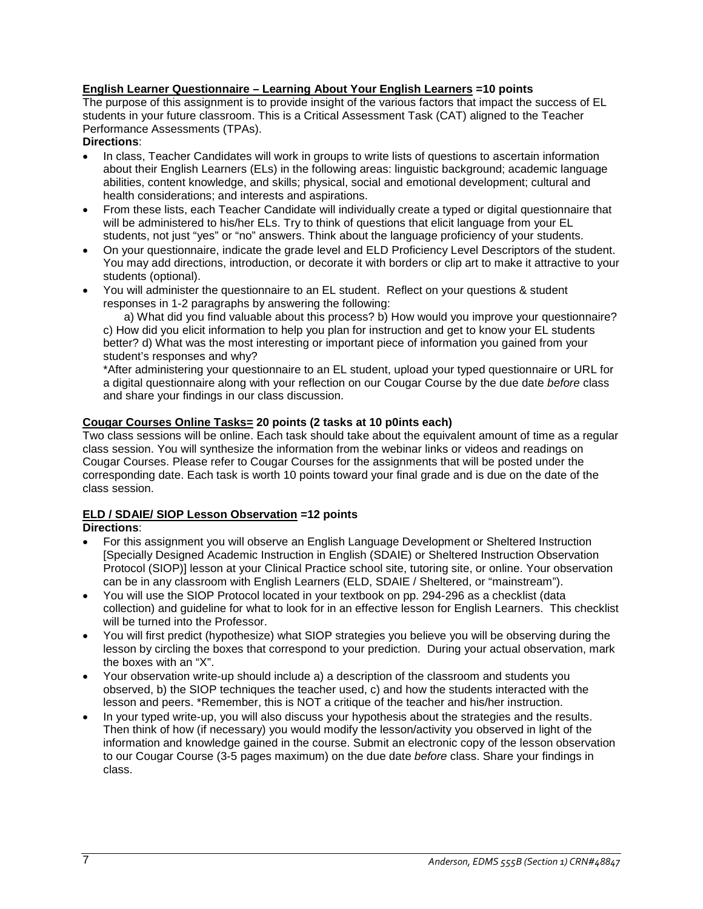**English Learner Questionnaire – Learning About Your English Learners =10 points**

The purpose of this assignment is to provide insight of the various factors that impact the success of EL students in your future classroom. This is a Critical Assessment Task (CAT) aligned to the Teacher Performance Assessments (TPAs).

**Directions**:

- In class, Teacher Candidates will work in groups to write lists of questions to ascertain information about their English Learners (ELs) in the following areas: linguistic background; academic language abilities, content knowledge, and skills; physical, social and emotional development; cultural and health considerations; and interests and aspirations.
- From these lists, each Teacher Candidate will individually create a typed or digital questionnaire that will be administered to his/her ELs. Try to think of questions that elicit language from your EL students, not just "yes" or "no" answers. Think about the language proficiency of your students.
- On your questionnaire, indicate the grade level and ELD Proficiency Level Descriptors of the student. You may add directions, introduction, or decorate it with borders or clip art to make it attractive to your students (optional).
- You will administer the questionnaire to an EL student. Reflect on your questions & student responses in 1-2 paragraphs by answering the following:

  a) What did you find valuable about this process? b) How would you improve your questionnaire? c) How did you elicit information to help you plan for instruction and get to know your EL students better? d) What was the most interesting or important piece of information you gained from your student's responses and why?

  *After administering your questionnaire to an EL student, upload your typed questionnaire or URL for a digital questionnaire along with your reflection on our Cougar Course by the due date *before* class and share your findings in our class discussion.

**Cougar Courses Online Tasks= 20 points (2 tasks at 10 p0ints each)**

Two class sessions will be online. Each task should take about the equivalent amount of time as a regular class session. You will synthesize the information from the webinar links or videos and readings on Cougar Courses. Please refer to Cougar Courses for the assignments that will be posted under the corresponding date. Each task is worth 10 points toward your final grade and is due on the date of the class session.

**ELD / SDAIE/ SIOP Lesson Observation =12 points**

**Directions**:

- For this assignment you will observe an English Language Development or Sheltered Instruction [Specially Designed Academic Instruction in English (SDAIE) or Sheltered Instruction Observation Protocol (SIOP)] lesson at your Clinical Practice school site, tutoring site, or online. Your observation can be in any classroom with English Learners (ELD, SDAIE / Sheltered, or "mainstream").
- You will use the SIOP Protocol located in your textbook on pp. 294-296 as a checklist (data collection) and guideline for what to look for in an effective lesson for English Learners. This checklist will be turned into the Professor.
- You will first predict (hypothesize) what SIOP strategies you believe you will be observing during the lesson by circling the boxes that correspond to your prediction. During your actual observation, mark the boxes with an "X".
- Your observation write-up should include a) a description of the classroom and students you observed, b) the SIOP techniques the teacher used, c) and how the students interacted with the lesson and peers. *Remember, this is NOT a critique of the teacher and his/her instruction.
- In your typed write-up, you will also discuss your hypothesis about the strategies and the results. Then think of how (if necessary) you would modify the lesson/activity you observed in light of the information and knowledge gained in the course. Submit an electronic copy of the lesson observation to our Cougar Course (3-5 pages maximum) on the due date *before* class. Share your findings in class.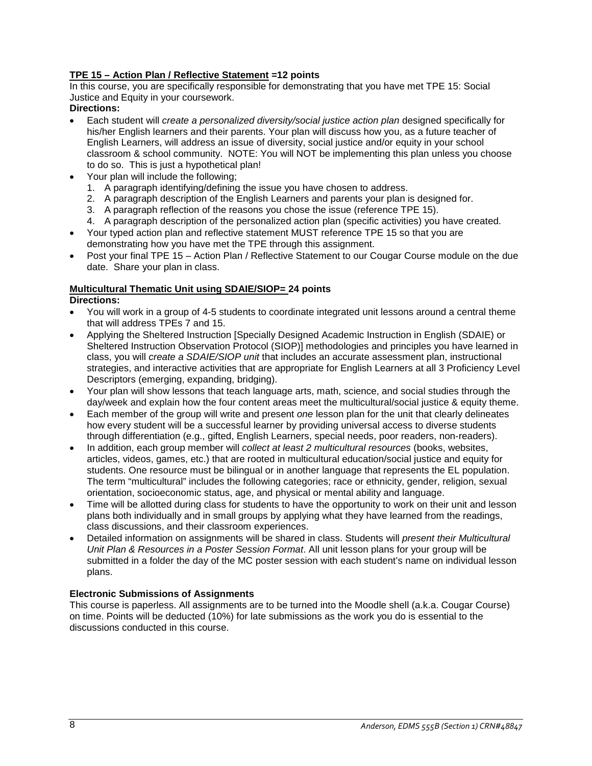**TPE 15 – Action Plan / Reflective Statement =12 points**

In this course, you are specifically responsible for demonstrating that you have met TPE 15: Social Justice and Equity in your coursework.

**Directions:**

- Each student will *create a personalized diversity/social justice action plan* designed specifically for his/her English learners and their parents. Your plan will discuss how you, as a future teacher of English Learners, will address an issue of diversity, social justice and/or equity in your school classroom & school community. NOTE: You will NOT be implementing this plan unless you choose to do so. This is just a hypothetical plan!
- Your plan will include the following;
  1. A paragraph identifying/defining the issue you have chosen to address.
  2. A paragraph description of the English Learners and parents your plan is designed for.
  3. A paragraph reflection of the reasons you chose the issue (reference TPE 15).
  4. A paragraph description of the personalized action plan (specific activities) you have created.
- Your typed action plan and reflective statement MUST reference TPE 15 so that you are demonstrating how you have met the TPE through this assignment.
- Post your final TPE 15 – Action Plan / Reflective Statement to our Cougar Course module on the due date. Share your plan in class.

**Multicultural Thematic Unit using SDAIE/SIOP= 24 points**

**Directions:**

- You will work in a group of 4-5 students to coordinate integrated unit lessons around a central theme that will address TPEs 7 and 15.
- Applying the Sheltered Instruction [Specially Designed Academic Instruction in English (SDAIE) or Sheltered Instruction Observation Protocol (SIOP)] methodologies and principles you have learned in class, you will *create a SDAIE/SIOP unit* that includes an accurate assessment plan, instructional strategies, and interactive activities that are appropriate for English Learners at all 3 Proficiency Level Descriptors (emerging, expanding, bridging).
- Your plan will show lessons that teach language arts, math, science, and social studies through the day/week and explain how the four content areas meet the multicultural/social justice & equity theme.
- Each member of the group will write and present *one* lesson plan for the unit that clearly delineates how every student will be a successful learner by providing universal access to diverse students through differentiation (e.g., gifted, English Learners, special needs, poor readers, non-readers).
- In addition, each group member will *collect at least 2 multicultural resources* (books, websites, articles, videos, games, etc.) that are rooted in multicultural education/social justice and equity for students. One resource must be bilingual or in another language that represents the EL population. The term "multicultural" includes the following categories; race or ethnicity, gender, religion, sexual orientation, socioeconomic status, age, and physical or mental ability and language.
- Time will be allotted during class for students to have the opportunity to work on their unit and lesson plans both individually and in small groups by applying what they have learned from the readings, class discussions, and their classroom experiences.
- Detailed information on assignments will be shared in class. Students will *present their Multicultural Unit Plan & Resources in a Poster Session Format*. All unit lesson plans for your group will be submitted in a folder the day of the MC poster session with each student's name on individual lesson plans.

**Electronic Submissions of Assignments**

This course is paperless. All assignments are to be turned into the Moodle shell (a.k.a. Cougar Course) on time. Points will be deducted (10%) for late submissions as the work you do is essential to the discussions conducted in this course.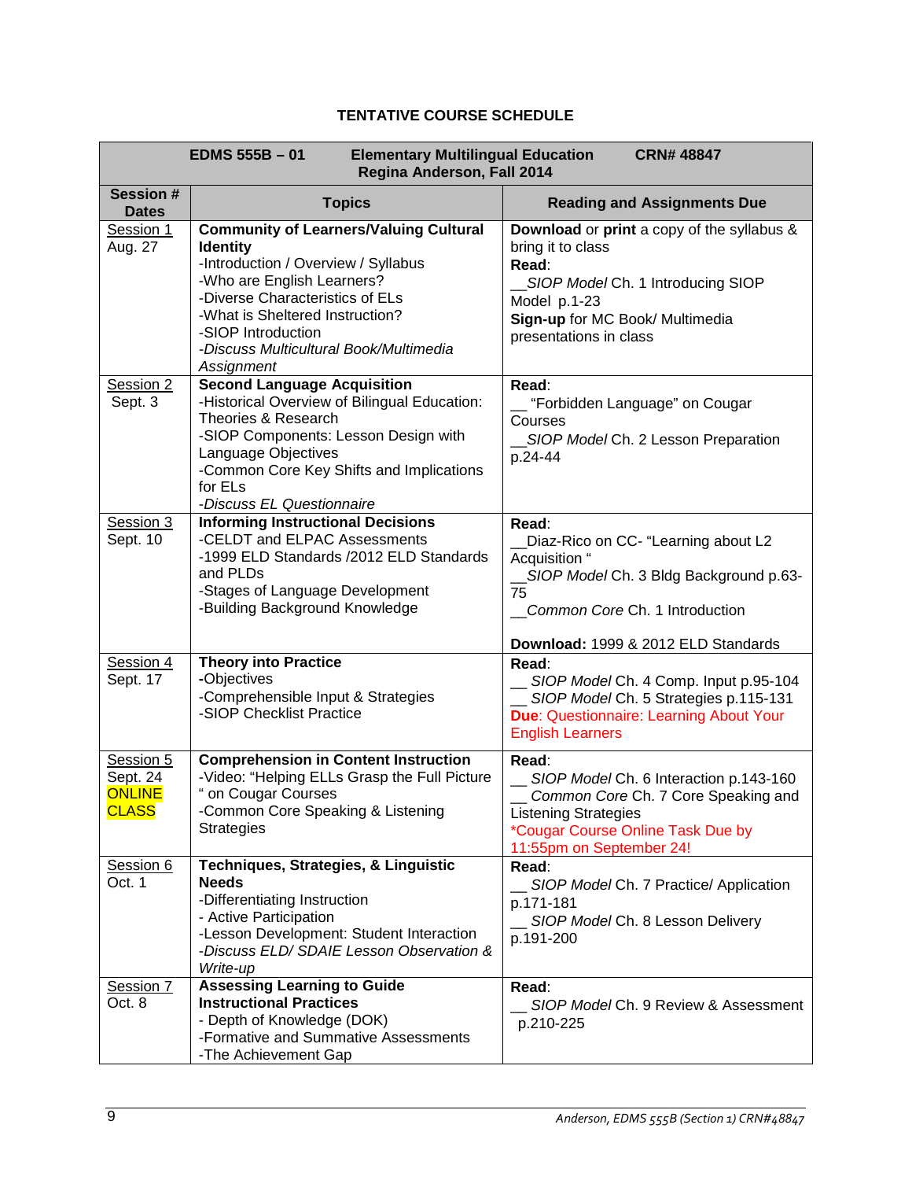## TENTATIVE COURSE SCHEDULE

| **EDMS 555B – 01 Elementary Multilingual Education CRN# 48847<br>Regina Anderson, Fall 2014** | | |
|---|---|---|
| **Session # Dates** | **Topics** | **Reading and Assignments Due** |
| Session 1<br>Aug. 27 | **Community of Learners/Valuing Cultural Identity**<br>-Introduction / Overview / Syllabus<br>-Who are English Learners?<br>-Diverse Characteristics of ELs<br>-What is Sheltered Instruction?<br>-SIOP Introduction<br>*-Discuss Multicultural Book/Multimedia Assignment* | **Download** or **print** a copy of the syllabus & bring it to class<br>**Read**:<br>__*SIOP Model* Ch. 1 Introducing SIOP Model p.1-23<br>**Sign-up** for MC Book/ Multimedia presentations in class |
| Session 2<br>Sept. 3 | **Second Language Acquisition**<br>-Historical Overview of Bilingual Education: Theories & Research<br>-SIOP Components: Lesson Design with Language Objectives<br>-Common Core Key Shifts and Implications for ELs<br>*-Discuss EL Questionnaire* | **Read**:<br>__ "Forbidden Language" on Cougar Courses<br>__*SIOP Model* Ch. 2 Lesson Preparation p.24-44 |
| Session 3<br>Sept. 10 | **Informing Instructional Decisions**<br>-CELDT and ELPAC Assessments<br>-1999 ELD Standards /2012 ELD Standards and PLDs<br>-Stages of Language Development<br>-Building Background Knowledge | **Read**:<br>__Diaz-Rico on CC- "Learning about L2 Acquisition "<br>__*SIOP Model* Ch. 3 Bldg Background p.63-75<br>__*Common Core* Ch. 1 Introduction<br><br>**Download:** 1999 & 2012 ELD Standards |
| Session 4<br>Sept. 17 | **Theory into Practice**<br>**-**Objectives<br>-Comprehensible Input & Strategies<br>-SIOP Checklist Practice | **Read**:<br>__ *SIOP Model* Ch. 4 Comp. Input p.95-104<br>__ *SIOP Model* Ch. 5 Strategies p.115-131<br>**Due**: Questionnaire: Learning About Your English Learners |
| Session 5<br>Sept. 24<br>ONLINE CLASS | **Comprehension in Content Instruction**<br>-Video: "Helping ELLs Grasp the Full Picture " on Cougar Courses<br>-Common Core Speaking & Listening Strategies | **Read**:<br>__ *SIOP Model* Ch. 6 Interaction p.143-160<br>__ *Common Core* Ch. 7 Core Speaking and Listening Strategies<br>*Cougar Course Online Task Due by 11:55pm on September 24! |
| Session 6<br>Oct. 1 | **Techniques, Strategies, & Linguistic Needs**<br>-Differentiating Instruction<br>- Active Participation<br>-Lesson Development: Student Interaction<br>*-Discuss ELD/ SDAIE Lesson Observation & Write-up* | **Read**:<br>__ *SIOP Model* Ch. 7 Practice/ Application p.171-181<br>__ *SIOP Model* Ch. 8 Lesson Delivery p.191-200 |
| Session 7<br>Oct. 8 | **Assessing Learning to Guide Instructional Practices**<br>- Depth of Knowledge (DOK)<br>-Formative and Summative Assessments<br>-The Achievement Gap | **Read**:<br>__ *SIOP Model* Ch. 9 Review & Assessment p.210-225 |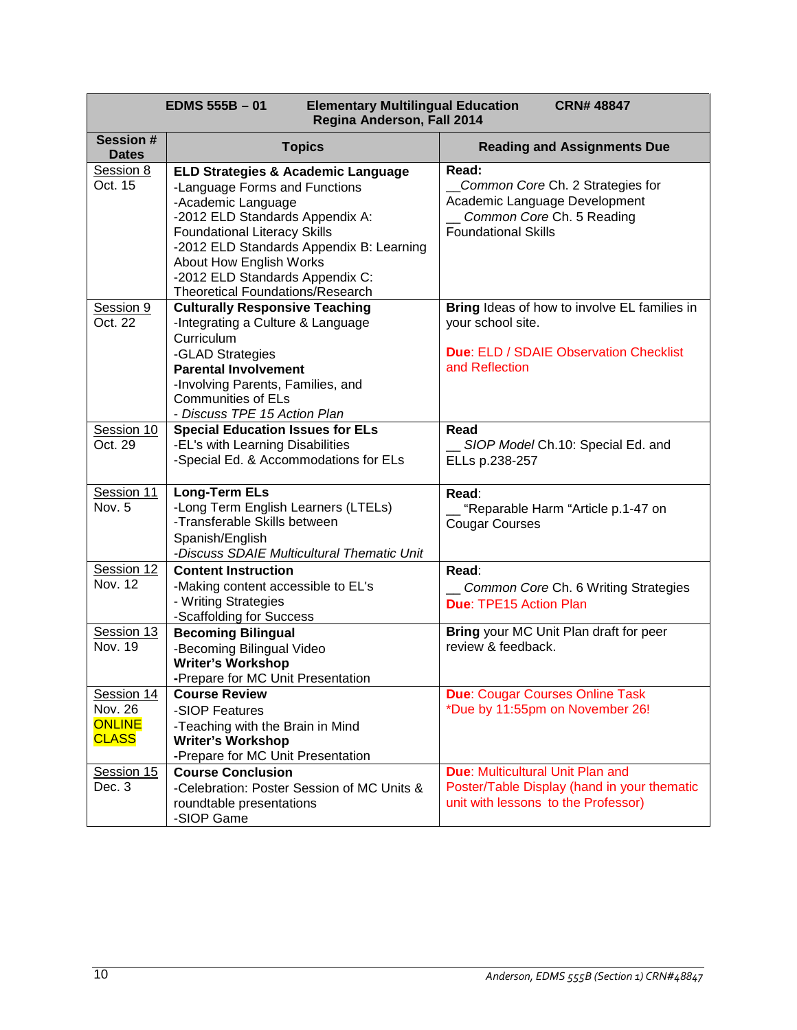| EDMS 555B – 01 Elementary Multilingual Education CRN# 48847 Regina Anderson, Fall 2014 | | |
|---|---|---|
| **Session # Dates** | **Topics** | **Reading and Assignments Due** |
| Session 8 Oct. 15 | **ELD Strategies & Academic Language** -Language Forms and Functions -Academic Language -2012 ELD Standards Appendix A: Foundational Literacy Skills -2012 ELD Standards Appendix B: Learning About How English Works -2012 ELD Standards Appendix C: Theoretical Foundations/Research | **Read:** __*Common Core* Ch. 2 Strategies for Academic Language Development __ *Common Core* Ch. 5 Reading Foundational Skills |
| Session 9 Oct. 22 | **Culturally Responsive Teaching** -Integrating a Culture & Language Curriculum -GLAD Strategies **Parental Involvement** -Involving Parents, Families, and Communities of ELs - *Discuss TPE 15 Action Plan* | **Bring** Ideas of how to involve EL families in your school site. **Due**: ELD / SDAIE Observation Checklist and Reflection |
| Session 10 Oct. 29 | **Special Education Issues for ELs** -EL's with Learning Disabilities -Special Ed. & Accommodations for ELs | **Read** __ *SIOP Model* Ch.10: Special Ed. and ELLs p.238-257 |
| Session 11 Nov. 5 | **Long-Term ELs** -Long Term English Learners (LTELs) -Transferable Skills between Spanish/English -*Discuss SDAIE Multicultural Thematic Unit* | **Read**: __ "Reparable Harm "Article p.1-47 on Cougar Courses |
| Session 12 Nov. 12 | **Content Instruction** -Making content accessible to EL's - Writing Strategies -Scaffolding for Success | **Read**: __ *Common Core* Ch. 6 Writing Strategies **Due**: TPE15 Action Plan |
| Session 13 Nov. 19 | **Becoming Bilingual** -Becoming Bilingual Video **Writer's Workshop** **-**Prepare for MC Unit Presentation | **Bring** your MC Unit Plan draft for peer review & feedback. |
| Session 14 Nov. 26 ONLINE CLASS | **Course Review** -SIOP Features -Teaching with the Brain in Mind **Writer's Workshop** **-**Prepare for MC Unit Presentation | **Due**: Cougar Courses Online Task *Due by 11:55pm on November 26! |
| Session 15 Dec. 3 | **Course Conclusion** -Celebration: Poster Session of MC Units & roundtable presentations -SIOP Game | **Due**: Multicultural Unit Plan and Poster/Table Display (hand in your thematic unit with lessons to the Professor) |